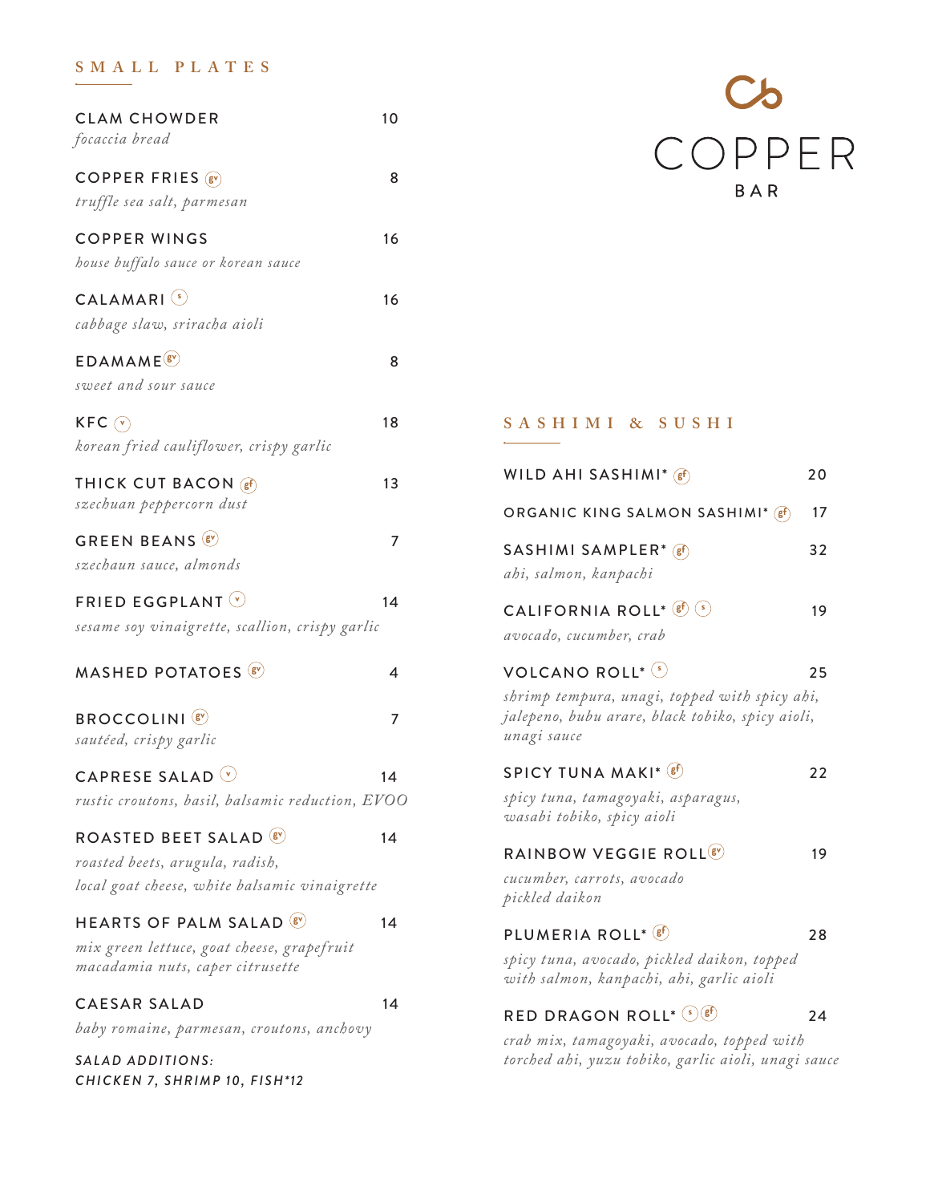# COPPER BAR

## SMALL PLATES

**CLAM CHOWDER** 10
*focaccia bread*

**COPPER FRIES** (gv) 8
*truffle sea salt, parmesan*

**COPPER WINGS** 16
*house buffalo sauce or korean sauce*

**CALAMARI** (s) 16
*cabbage slaw, sriracha aioli*

**EDAMAME** (gv) 8
*sweet and sour sauce*

**KFC** (v) 18
*korean fried cauliflower, crispy garlic*

**THICK CUT BACON** (gf) 13
*szechuan peppercorn dust*

**GREEN BEANS** (gv) 7
*szechaun sauce, almonds*

**FRIED EGGPLANT** (v) 14
*sesame soy vinaigrette, scallion, crispy garlic*

**MASHED POTATOES** (gv) 4

**BROCCOLINI** (gv) 7
*sautéed, crispy garlic*

**CAPRESE SALAD** (v) 14
*rustic croutons, basil, balsamic reduction, EVOO*

**ROASTED BEET SALAD** (gv) 14
*roasted beets, arugula, radish,*
*local goat cheese, white balsamic vinaigrette*

**HEARTS OF PALM SALAD** (gv) 14
*mix green lettuce, goat cheese, grapefruit*
*macadamia nuts, caper citrusette*

**CAESAR SALAD** 14
*baby romaine, parmesan, croutons, anchovy*

*SALAD ADDITIONS:*
*CHICKEN 7, SHRIMP 10, FISH*12*

## SASHIMI & SUSHI

**WILD AHI SASHIMI*** (gf) 20

**ORGANIC KING SALMON SASHIMI*** (gf) 17

**SASHIMI SAMPLER*** (gf) 32
*ahi, salmon, kanpachi*

**CALIFORNIA ROLL*** (gf) (s) 19
*avocado, cucumber, crab*

**VOLCANO ROLL*** (s) 25
*shrimp tempura, unagi, topped with spicy ahi,*
*jalepeno, bubu arare, black tobiko, spicy aioli,*
*unagi sauce*

**SPICY TUNA MAKI*** (gf) 22
*spicy tuna, tamagoyaki, asparagus,*
*wasabi tobiko, spicy aioli*

**RAINBOW VEGGIE ROLL** (gv) 19
*cucumber, carrots, avocado*
*pickled daikon*

**PLUMERIA ROLL*** (gf) 28
*spicy tuna, avocado, pickled daikon, topped*
*with salmon, kanpachi, ahi, garlic aioli*

**RED DRAGON ROLL*** (s) (gf) 24
*crab mix, tamagoyaki, avocado, topped with*
*torched ahi, yuzu tobiko, garlic aioli, unagi sauce*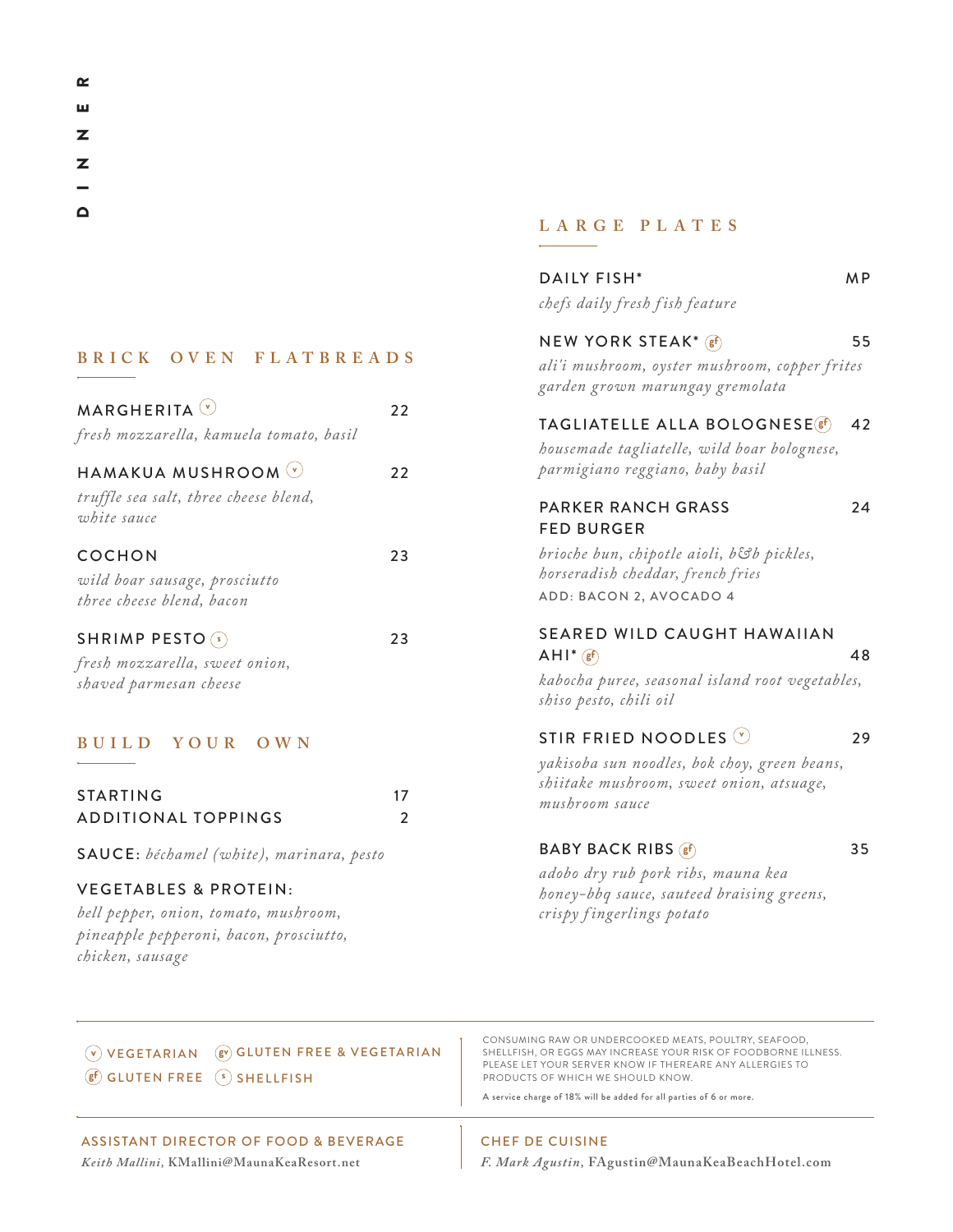# DINNER

## BRICK OVEN FLATBREADS

**MARGHERITA** (v) 22
*fresh mozzarella, kamuela tomato, basil*

**HAMAKUA MUSHROOM** (v) 22
*truffle sea salt, three cheese blend, white sauce*

**COCHON** 23
*wild boar sausage, prosciutto three cheese blend, bacon*

**SHRIMP PESTO** (s) 23
*fresh mozzarella, sweet onion, shaved parmesan cheese*

## BUILD YOUR OWN

**STARTING** 17
**ADDITIONAL TOPPINGS** 2

**SAUCE:** *béchamel (white), marinara, pesto*

**VEGETABLES & PROTEIN:**
*bell pepper, onion, tomato, mushroom, pineapple pepperoni, bacon, prosciutto, chicken, sausage*

## LARGE PLATES

**DAILY FISH*** MP
*chefs daily fresh fish feature*

**NEW YORK STEAK*** (gf) 55
*ali'i mushroom, oyster mushroom, copper frites garden grown marungay gremolata*

**TAGLIATELLE ALLA BOLOGNESE** (gf) 42
*housemade tagliatelle, wild boar bolognese, parmigiano reggiano, baby basil*

**PARKER RANCH GRASS FED BURGER** 24
*brioche bun, chipotle aioli, b&b pickles, horseradish cheddar, french fries*
ADD: BACON 2, AVOCADO 4

**SEARED WILD CAUGHT HAWAIIAN AHI*** (gf) 48
*kabocha puree, seasonal island root vegetables, shiso pesto, chili oil*

**STIR FRIED NOODLES** (v) 29
*yakisoba sun noodles, bok choy, green beans, shiitake mushroom, sweet onion, atsuage, mushroom sauce*

**BABY BACK RIBS** (gf) 35
*adobo dry rub pork ribs, mauna kea honey-bbq sauce, sauteed braising greens, crispy fingerlings potato*

---

(v) VEGETARIAN (gv) GLUTEN FREE & VEGETARIAN
(gf) GLUTEN FREE (s) SHELLFISH

CONSUMING RAW OR UNDERCOOKED MEATS, POULTRY, SEAFOOD, SHELLFISH, OR EGGS MAY INCREASE YOUR RISK OF FOODBORNE ILLNESS. PLEASE LET YOUR SERVER KNOW IF THEREARE ANY ALLERGIES TO PRODUCTS OF WHICH WE SHOULD KNOW.

A service charge of 18% will be added for all parties of 6 or more.

---

ASSISTANT DIRECTOR OF FOOD & BEVERAGE
*Keith Mallini*, KMallini@MaunaKeaResort.net

CHEF DE CUISINE
*F. Mark Agustin*, FAgustin@MaunaKeaBeachHotel.com